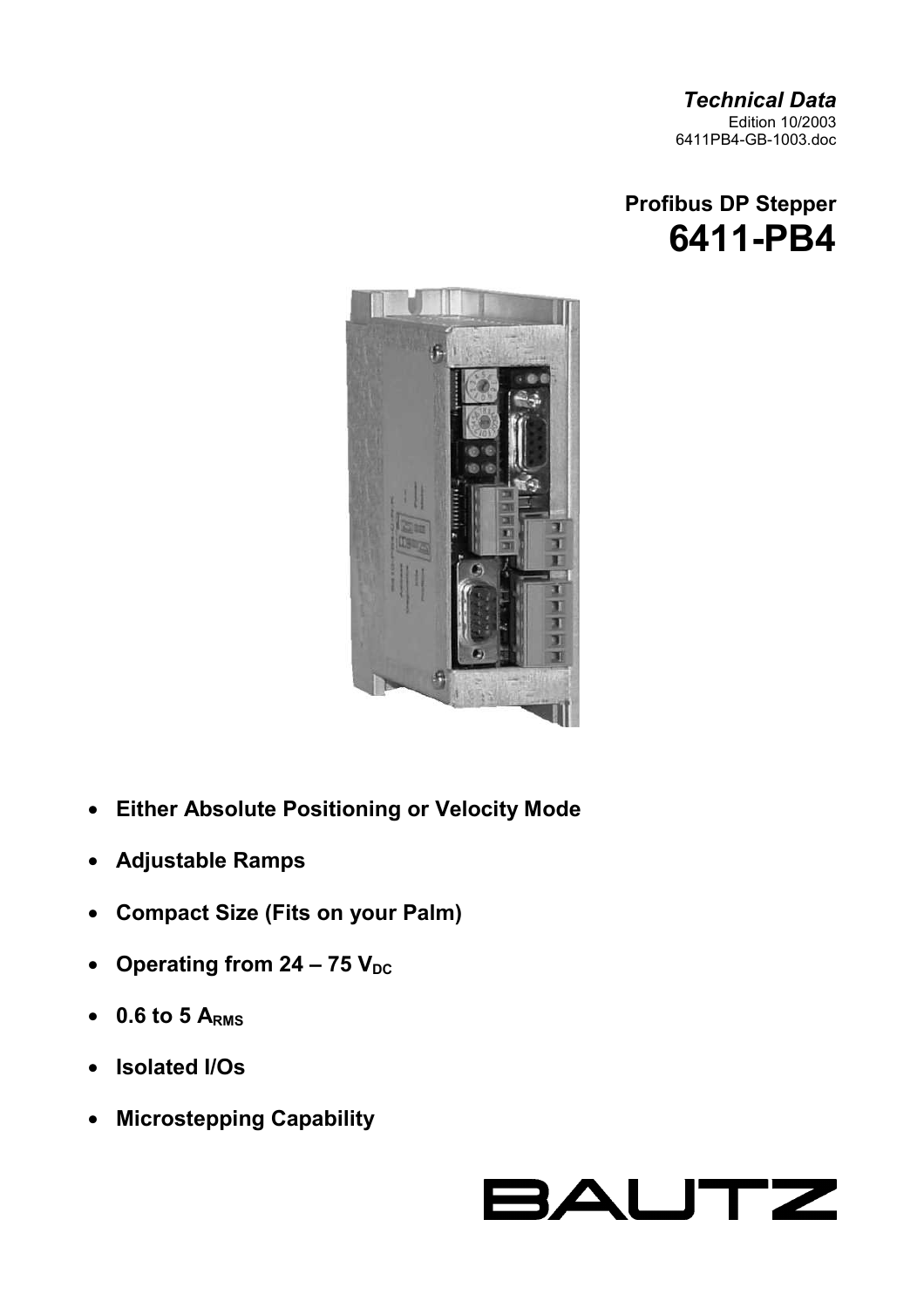*Technical Data*
Edition 10/2003
6411PB4-GB-1003.doc

## Profibus DP Stepper

# 6411-PB4

- **Either Absolute Positioning or Velocity Mode**
- **Adjustable Ramps**
- **Compact Size (Fits on your Palm)**
- **Operating from 24 – 75 $V_{DC}$**
- **0.6 to 5 $A_{RMS}$**
- **Isolated I/Os**
- **Microstepping Capability**

BAUTZ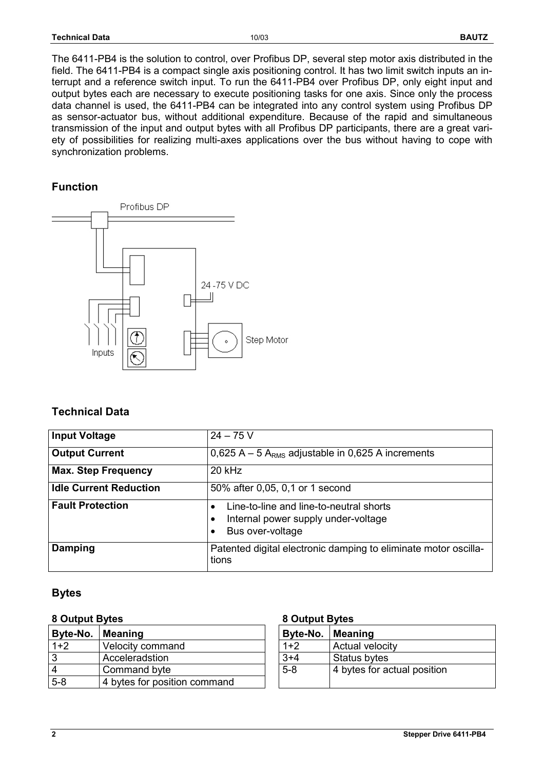The 6411-PB4 is the solution to control, over Profibus DP, several step motor axis distributed in the field. The 6411-PB4 is a compact single axis positioning control. It has two limit switch inputs an interrupt and a reference switch input. To run the 6411-PB4 over Profibus DP, only eight input and output bytes each are necessary to execute positioning tasks for one axis. Since only the process data channel is used, the 6411-PB4 can be integrated into any control system using Profibus DP as sensor-actuator bus, without additional expenditure. Because of the rapid and simultaneous transmission of the input and output bytes with all Profibus DP participants, there are a great variety of possibilities for realizing multi-axes applications over the bus without having to cope with synchronization problems.

## Function

Profibus DP

24 -75 V DC

Step Motor

Inputs

## Technical Data

| **Input Voltage** | 24 – 75 V |
|---|---|
| **Output Current** | 0,625 A – 5 $A_{RMS}$ adjustable in 0,625 A increments |
| **Max. Step Frequency** | 20 kHz |
| **Idle Current Reduction** | 50% after 0,05, 0,1 or 1 second |
| **Fault Protection** | • Line-to-line and line-to-neutral shorts<br>• Internal power supply under-voltage<br>• Bus over-voltage |
| **Damping** | Patented digital electronic damping to eliminate motor oscillations |

## Bytes

**8 Output Bytes**

| Byte-No. | Meaning |
|---|---|
| 1+2 | Velocity command |
| 3 | Acceleradstion |
| 4 | Command byte |
| 5-8 | 4 bytes for position command |

**8 Output Bytes**

| Byte-No. | Meaning |
|---|---|
| 1+2 | Actual velocity |
| 3+4 | Status bytes |
| 5-8 | 4 bytes for actual position |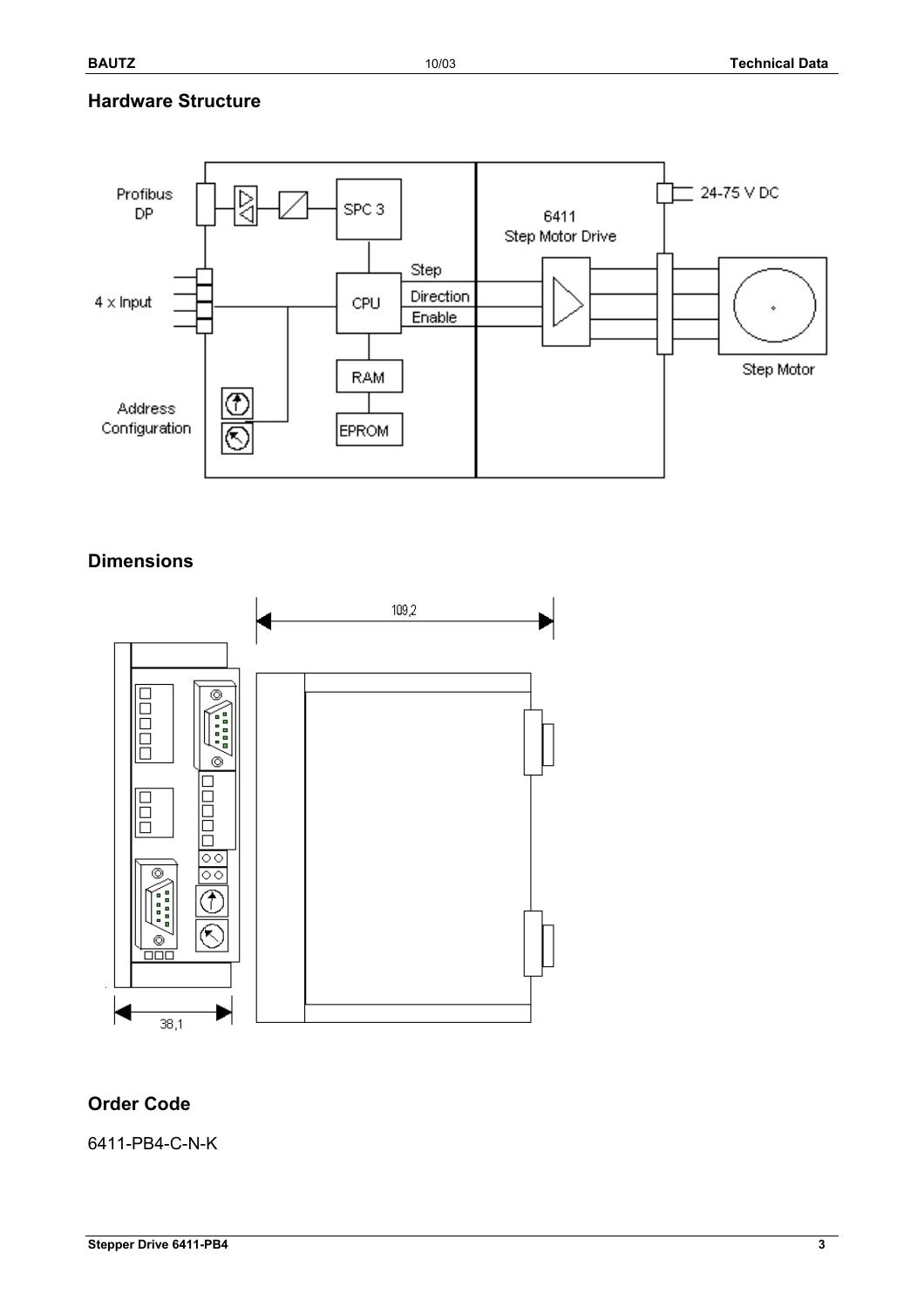## Hardware Structure

## Dimensions

## Order Code

6411-PB4-C-N-K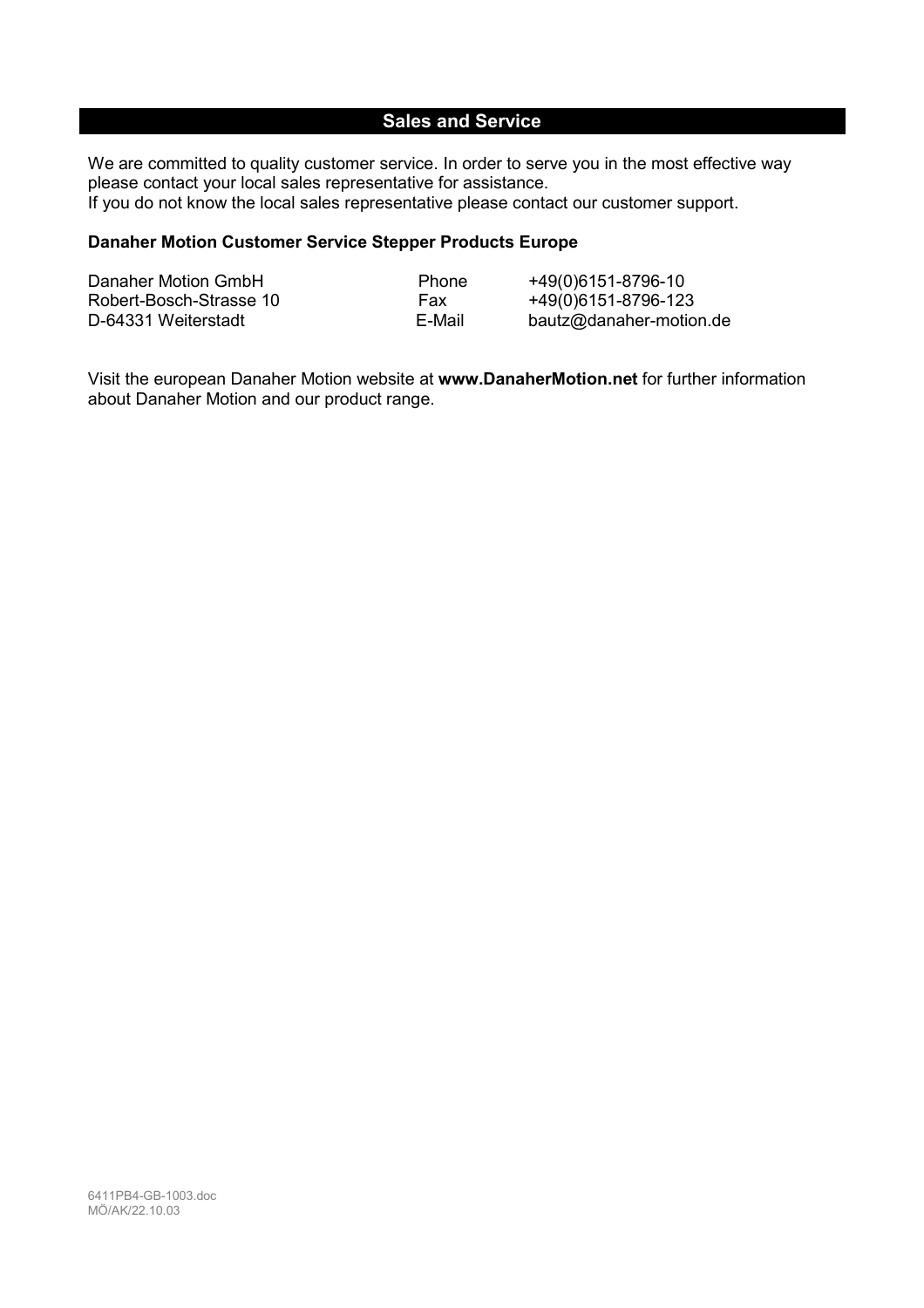## Sales and Service

We are committed to quality customer service. In order to serve you in the most effective way please contact your local sales representative for assistance.
If you do not know the local sales representative please contact our customer support.

**Danaher Motion Customer Service Stepper Products Europe**

| | | |
|---|---|---|
| Danaher Motion GmbH | Phone | +49(0)6151-8796-10 |
| Robert-Bosch-Strasse 10 | Fax | +49(0)6151-8796-123 |
| D-64331 Weiterstadt | E-Mail | bautz@danaher-motion.de |

Visit the european Danaher Motion website at **www.DanaherMotion.net** for further information about Danaher Motion and our product range.

6411PB4-GB-1003.doc
MÖ/AK/22.10.03